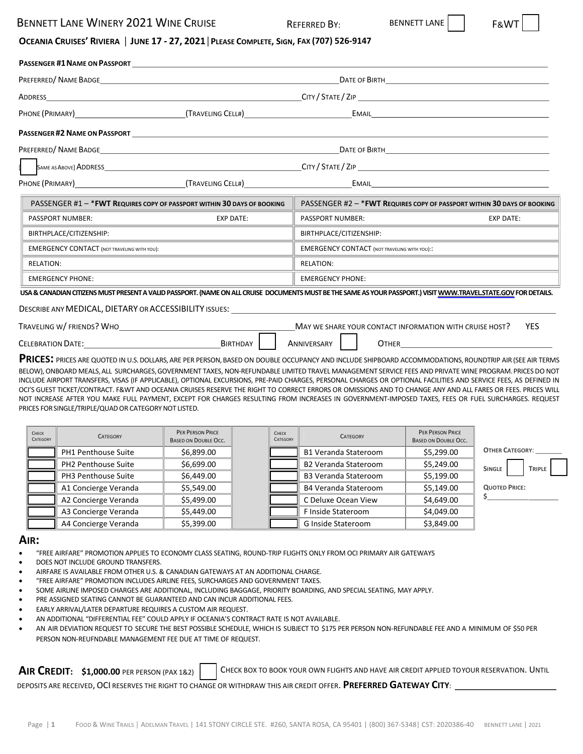# BENNETT LANE WINERY 2021 WINE CRUISE

REFERRED BY: BENNETT LANE ☐ F&WT ☐

**OCEANIA CRUISES' RIVIERA | JUNE 17 - 27, 2021 | PLEASE COMPLETE, SIGN, FAX (707) 526-9147**

**PASSENGER #1 NAME ON PASSPORT** ______________________________

PREFERRED/ NAME BADGE ______________________ DATE OF BIRTH ______________________

ADDRESS ______________________ CITY / STATE / ZIP ______________________

PHONE (PRIMARY) ____________ (TRAVELING CELL#) ____________ EMAIL ______________________

**PASSENGER #2 NAME ON PASSPORT** ______________________________

PREFERRED/ NAME BADGE ______________________ DATE OF BIRTH ______________________

[ ☐ SAME AS ABOVE] ADDRESS ______________________ CITY / STATE / ZIP ______________________

PHONE (PRIMARY) ____________ (TRAVELING CELL#) ____________ EMAIL ______________________

| PASSENGER #1 – ***FWT REQUIRES COPY OF PASSPORT WITHIN 30 DAYS OF BOOKING** | | PASSENGER #2 – ***FWT REQUIRES COPY OF PASSPORT WITHIN 30 DAYS OF BOOKING** | |
|---|---|---|---|
| PASSPORT NUMBER: | EXP DATE: | PASSPORT NUMBER: | EXP DATE: |
| BIRTHPLACE/CITIZENSHIP: | | BIRTHPLACE/CITIZENSHIP: | |
| EMERGENCY CONTACT (NOT TRAVELING WITH YOU): | | EMERGENCY CONTACT (NOT TRAVELING WITH YOU):: | |
| RELATION: | | RELATION: | |
| EMERGENCY PHONE: | | EMERGENCY PHONE: | |

**USA & CANADIAN CITIZENS MUST PRESENT A VALID PASSPORT. (NAME ON ALL CRUISE DOCUMENTS MUST BE THE SAME AS YOUR PASSPORT.) VISIT WWW.TRAVEL.STATE.GOV FOR DETAILS.**

DESCRIBE ANY MEDICAL, DIETARY OR ACCESSIBILITY ISSUES: ______________________

TRAVELING W/ FRIENDS? WHO ______________________ MAY WE SHARE YOUR CONTACT INFORMATION WITH CRUISE HOST? YES

CELEBRATION DATE: ______________ BIRTHDAY ☐ ANNIVERSARY ☐ OTHER ______________

**PRICES:** PRICES ARE QUOTED IN U.S. DOLLARS, ARE PER PERSON, BASED ON DOUBLE OCCUPANCY AND INCLUDE SHIPBOARD ACCOMMODATIONS, ROUNDTRIP AIR (SEE AIR TERMS BELOW), ONBOARD MEALS, ALL SURCHARGES, GOVERNMENT TAXES, NON-REFUNDABLE LIMITED TRAVEL MANAGEMENT SERVICE FEES AND PRIVATE WINE PROGRAM. PRICES DO NOT INCLUDE AIRPORT TRANSFERS, VISAS (IF APPLICABLE), OPTIONAL EXCURSIONS, PRE-PAID CHARGES, PERSONAL CHARGES OR OPTIONAL FACILITIES AND SERVICE FEES, AS DEFINED IN OCI'S GUEST TICKET/CONTRACT. F&WT AND OCEANIA CRUISES RESERVE THE RIGHT TO CORRECT ERRORS OR OMISSIONS AND TO CHANGE ANY AND ALL FARES OR FEES. PRICES WILL NOT INCREASE AFTER YOU MAKE FULL PAYMENT, EXCEPT FOR CHARGES RESULTING FROM INCREASES IN GOVERNMENT-IMPOSED TAXES, FEES OR FUEL SURCHARGES. REQUEST PRICES FOR SINGLE/TRIPLE/QUAD OR CATEGORY NOT LISTED.

| CHECK CATEGORY | CATEGORY | PER PERSON PRICE BASED ON DOUBLE OCC. | | CHECK CATEGORY | CATEGORY | PER PERSON PRICE BASED ON DOUBLE OCC. |
|---|---|---|---|---|---|---|
| ☐ | PH1 Penthouse Suite | $6,899.00 | | ☐ | B1 Veranda Stateroom | $5,299.00 |
| ☐ | PH2 Penthouse Suite | $6,699.00 | | ☐ | B2 Veranda Stateroom | $5,249.00 |
| ☐ | PH3 Penthouse Suite | $6,449.00 | | ☐ | B3 Veranda Stateroom | $5,199.00 |
| ☐ | A1 Concierge Veranda | $5,549.00 | | ☐ | B4 Veranda Stateroom | $5,149.00 |
| ☐ | A2 Concierge Veranda | $5,499.00 | | ☐ | C Deluxe Ocean View | $4,649.00 |
| ☐ | A3 Concierge Veranda | $5,449.00 | | ☐ | F Inside Stateroom | $4,049.00 |
| ☐ | A4 Concierge Veranda | $5,399.00 | | ☐ | G Inside Stateroom | $3,849.00 |

**OTHER CATEGORY:** _______

**SINGLE** ☐ **TRIPLE** ☐

**QUOTED PRICE:** $____________

## AIR:

- "FREE AIRFARE" PROMOTION APPLIES TO ECONOMY CLASS SEATING, ROUND-TRIP FLIGHTS ONLY FROM OCI PRIMARY AIR GATEWAYS
- DOES NOT INCLUDE GROUND TRANSFERS.
- AIRFARE IS AVAILABLE FROM OTHER U.S. & CANADIAN GATEWAYS AT AN ADDITIONAL CHARGE.
- "FREE AIRFARE" PROMOTION INCLUDES AIRLINE FEES, SURCHARGES AND GOVERNMENT TAXES.
- SOME AIRLINE IMPOSED CHARGES ARE ADDITIONAL, INCLUDING BAGGAGE, PRIORITY BOARDING, AND SPECIAL SEATING, MAY APPLY.
- PRE ASSIGNED SEATING CANNOT BE GUARANTEED AND CAN INCUR ADDITIONAL FEES.
- EARLY ARRIVAL/LATER DEPARTURE REQUIRES A CUSTOM AIR REQUEST.
- AN ADDITIONAL "DIFFERENTIAL FEE" COULD APPLY IF OCEANIA'S CONTRACT RATE IS NOT AVAILABLE.
- AN AIR DEVIATION REQUEST TO SECURE THE BEST POSSIBLE SCHEDULE, WHICH IS SUBJECT TO $175 PER PERSON NON-REFUNDABLE FEE AND A MINIMUM OF $50 PER PERSON NON-REUFNDABLE MANAGEMENT FEE DUE AT TIME OF REQUEST.

**AIR CREDIT: $1,000.00** PER PERSON (PAX 1&2) ☐ CHECK BOX TO BOOK YOUR OWN FLIGHTS AND HAVE AIR CREDIT APPLIED TO YOUR RESERVATION. UNTIL DEPOSITS ARE RECEIVED, OCI RESERVES THE RIGHT TO CHANGE OR WITHDRAW THIS AIR CREDIT OFFER. **PREFERRED GATEWAY CITY**: ______________________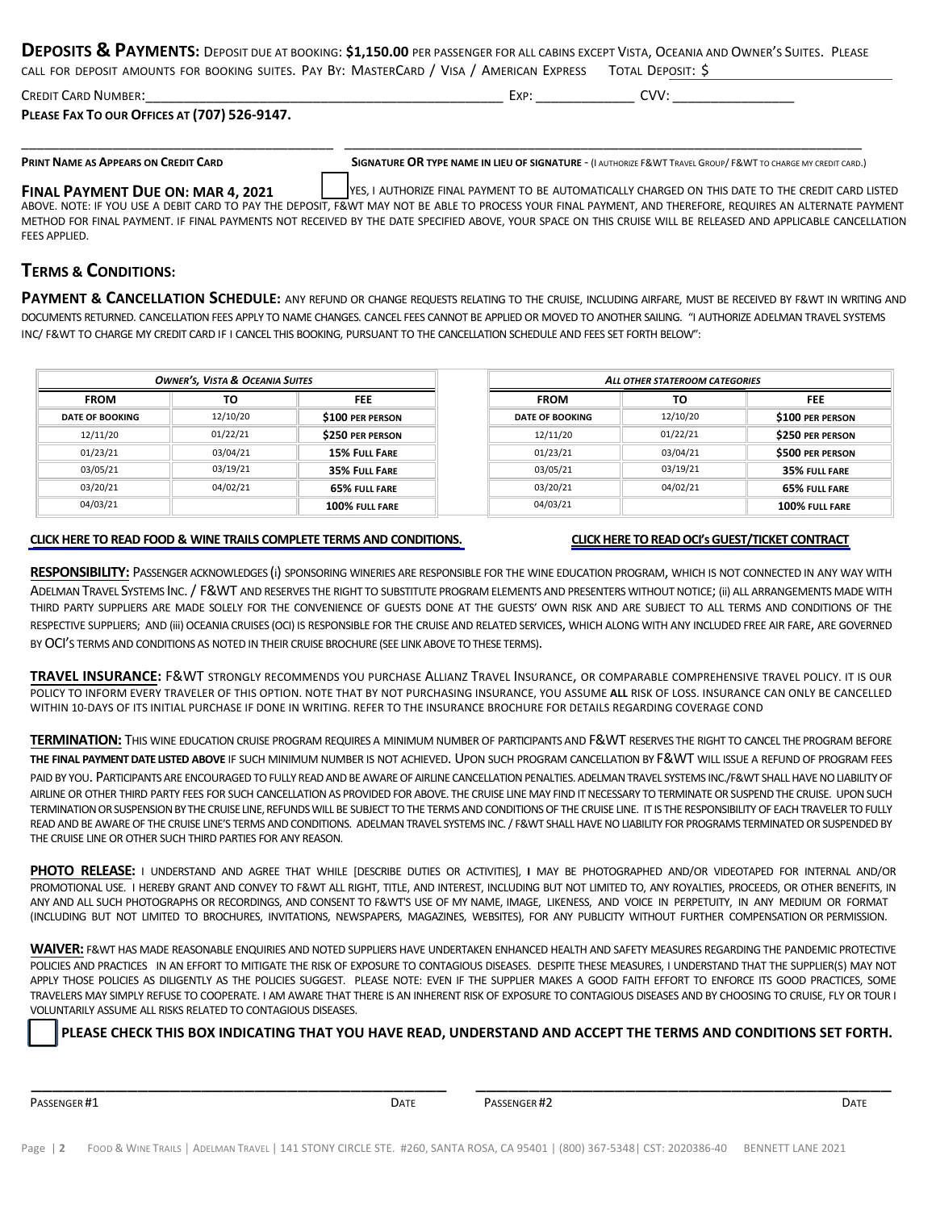**DEPOSITS & PAYMENTS:** DEPOSIT DUE AT BOOKING: **$1,150.00** PER PASSENGER FOR ALL CABINS EXCEPT VISTA, OCEANIA AND OWNER'S SUITES. PLEASE CALL FOR DEPOSIT AMOUNTS FOR BOOKING SUITES. PAY BY: MASTERCARD / VISA / AMERICAN EXPRESS TOTAL DEPOSIT: $______________

CREDIT CARD NUMBER:______________________________________ EXP: ____________ CVV: ______________

**PLEASE FAX TO OUR OFFICES AT (707) 526-9147.**

______________________________________ ______________________________________

**PRINT NAME AS APPEARS ON CREDIT CARD** **SIGNATURE OR TYPE NAME IN LIEU OF SIGNATURE** - (I AUTHORIZE F&WT TRAVEL GROUP/ F&WT TO CHARGE MY CREDIT CARD.)

**FINAL PAYMENT DUE ON: MAR 4, 2021** ☐ YES, I AUTHORIZE FINAL PAYMENT TO BE AUTOMATICALLY CHARGED ON THIS DATE TO THE CREDIT CARD LISTED ABOVE. NOTE: IF YOU USE A DEBIT CARD TO PAY THE DEPOSIT, F&WT MAY NOT BE ABLE TO PROCESS YOUR FINAL PAYMENT, AND THEREFORE, REQUIRES AN ALTERNATE PAYMENT METHOD FOR FINAL PAYMENT. IF FINAL PAYMENTS NOT RECEIVED BY THE DATE SPECIFIED ABOVE, YOUR SPACE ON THIS CRUISE WILL BE RELEASED AND APPLICABLE CANCELLATION FEES APPLIED.

## TERMS & CONDITIONS:

**PAYMENT & CANCELLATION SCHEDULE:** ANY REFUND OR CHANGE REQUESTS RELATING TO THE CRUISE, INCLUDING AIRFARE, MUST BE RECEIVED BY F&WT IN WRITING AND DOCUMENTS RETURNED. CANCELLATION FEES APPLY TO NAME CHANGES. CANCEL FEES CANNOT BE APPLIED OR MOVED TO ANOTHER SAILING. "I AUTHORIZE ADELMAN TRAVEL SYSTEMS INC/ F&WT TO CHARGE MY CREDIT CARD IF I CANCEL THIS BOOKING, PURSUANT TO THE CANCELLATION SCHEDULE AND FEES SET FORTH BELOW":

| *OWNER'S, VISTA & OCEANIA SUITES* | | |
|---|---|---|
| **FROM** | **TO** | **FEE** |
| **DATE OF BOOKING** | 12/10/20 | **$100 PER PERSON** |
| 12/11/20 | 01/22/21 | **$250 PER PERSON** |
| 01/23/21 | 03/04/21 | **15% FULL FARE** |
| 03/05/21 | 03/19/21 | **35% FULL FARE** |
| 03/20/21 | 04/02/21 | **65% FULL FARE** |
| 04/03/21 | | **100% FULL FARE** |

| *ALL OTHER STATEROOM CATEGORIES* | | |
|---|---|---|
| **FROM** | **TO** | **FEE** |
| **DATE OF BOOKING** | 12/10/20 | **$100 PER PERSON** |
| 12/11/20 | 01/22/21 | **$250 PER PERSON** |
| 01/23/21 | 03/04/21 | **$500 PER PERSON** |
| 03/05/21 | 03/19/21 | **35% FULL FARE** |
| 03/20/21 | 04/02/21 | **65% FULL FARE** |
| 04/03/21 | | **100% FULL FARE** |

**CLICK HERE TO READ FOOD & WINE TRAILS COMPLETE TERMS AND CONDITIONS.** **CLICK HERE TO READ OCI's GUEST/TICKET CONTRACT**

**RESPONSIBILITY:** PASSENGER ACKNOWLEDGES (i) SPONSORING WINERIES ARE RESPONSIBLE FOR THE WINE EDUCATION PROGRAM, WHICH IS NOT CONNECTED IN ANY WAY WITH ADELMAN TRAVEL SYSTEMS INC. / F&WT AND RESERVES THE RIGHT TO SUBSTITUTE PROGRAM ELEMENTS AND PRESENTERS WITHOUT NOTICE; (ii) ALL ARRANGEMENTS MADE WITH THIRD PARTY SUPPLIERS ARE MADE SOLELY FOR THE CONVENIENCE OF GUESTS DONE AT THE GUESTS' OWN RISK AND ARE SUBJECT TO ALL TERMS AND CONDITIONS OF THE RESPECTIVE SUPPLIERS; AND (iii) OCEANIA CRUISES (OCI) IS RESPONSIBLE FOR THE CRUISE AND RELATED SERVICES, WHICH ALONG WITH ANY INCLUDED FREE AIR FARE, ARE GOVERNED BY OCI'S TERMS AND CONDITIONS AS NOTED IN THEIR CRUISE BROCHURE (SEE LINK ABOVE TO THESE TERMS).

**TRAVEL INSURANCE:** F&WT STRONGLY RECOMMENDS YOU PURCHASE ALLIANZ TRAVEL INSURANCE, OR COMPARABLE COMPREHENSIVE TRAVEL POLICY. IT IS OUR POLICY TO INFORM EVERY TRAVELER OF THIS OPTION. NOTE THAT BY NOT PURCHASING INSURANCE, YOU ASSUME **ALL** RISK OF LOSS. INSURANCE CAN ONLY BE CANCELLED WITHIN 10-DAYS OF ITS INITIAL PURCHASE IF DONE IN WRITING. REFER TO THE INSURANCE BROCHURE FOR DETAILS REGARDING COVERAGE COND

**TERMINATION:** THIS WINE EDUCATION CRUISE PROGRAM REQUIRES A MINIMUM NUMBER OF PARTICIPANTS AND F&WT RESERVES THE RIGHT TO CANCEL THE PROGRAM BEFORE **THE FINAL PAYMENT DATE LISTED ABOVE** IF SUCH MINIMUM NUMBER IS NOT ACHIEVED. UPON SUCH PROGRAM CANCELLATION BY F&WT WILL ISSUE A REFUND OF PROGRAM FEES PAID BY YOU. PARTICIPANTS ARE ENCOURAGED TO FULLY READ AND BE AWARE OF AIRLINE CANCELLATION PENALTIES. ADELMAN TRAVEL SYSTEMS INC./F&WT SHALL HAVE NO LIABILITY OF AIRLINE OR OTHER THIRD PARTY FEES FOR SUCH CANCELLATION AS PROVIDED FOR ABOVE. THE CRUISE LINE MAY FIND IT NECESSARY TO TERMINATE OR SUSPEND THE CRUISE. UPON SUCH TERMINATION OR SUSPENSION BY THE CRUISE LINE, REFUNDS WILL BE SUBJECT TO THE TERMS AND CONDITIONS OF THE CRUISE LINE. IT IS THE RESPONSIBILITY OF EACH TRAVELER TO FULLY READ AND BE AWARE OF THE CRUISE LINE'S TERMS AND CONDITIONS. ADELMAN TRAVEL SYSTEMS INC. / F&WT SHALL HAVE NO LIABILITY FOR PROGRAMS TERMINATED OR SUSPENDED BY THE CRUISE LINE OR OTHER SUCH THIRD PARTIES FOR ANY REASON.

**PHOTO RELEASE:** I UNDERSTAND AND AGREE THAT WHILE [DESCRIBE DUTIES OR ACTIVITIES], **I** MAY BE PHOTOGRAPHED AND/OR VIDEOTAPED FOR INTERNAL AND/OR PROMOTIONAL USE. I HEREBY GRANT AND CONVEY TO F&WT ALL RIGHT, TITLE, AND INTEREST, INCLUDING BUT NOT LIMITED TO, ANY ROYALTIES, PROCEEDS, OR OTHER BENEFITS, IN ANY AND ALL SUCH PHOTOGRAPHS OR RECORDINGS, AND CONSENT TO F&WT'S USE OF MY NAME, IMAGE, LIKENESS, AND VOICE IN PERPETUITY, IN ANY MEDIUM OR FORMAT (INCLUDING BUT NOT LIMITED TO BROCHURES, INVITATIONS, NEWSPAPERS, MAGAZINES, WEBSITES), FOR ANY PUBLICITY WITHOUT FURTHER COMPENSATION OR PERMISSION.

**WAIVER:** F&WT HAS MADE REASONABLE ENQUIRIES AND NOTED SUPPLIERS HAVE UNDERTAKEN ENHANCED HEALTH AND SAFETY MEASURES REGARDING THE PANDEMIC PROTECTIVE POLICIES AND PRACTICES IN AN EFFORT TO MITIGATE THE RISK OF EXPOSURE TO CONTAGIOUS DISEASES. DESPITE THESE MEASURES, I UNDERSTAND THAT THE SUPPLIER(S) MAY NOT APPLY THOSE POLICIES AS DILIGENTLY AS THE POLICIES SUGGEST. PLEASE NOTE: EVEN IF THE SUPPLIER MAKES A GOOD FAITH EFFORT TO ENFORCE ITS GOOD PRACTICES, SOME TRAVELERS MAY SIMPLY REFUSE TO COOPERATE. I AM AWARE THAT THERE IS AN INHERENT RISK OF EXPOSURE TO CONTAGIOUS DISEASES AND BY CHOOSING TO CRUISE, FLY OR TOUR I VOLUNTARILY ASSUME ALL RISKS RELATED TO CONTAGIOUS DISEASES.

☐ **PLEASE CHECK THIS BOX INDICATING THAT YOU HAVE READ, UNDERSTAND AND ACCEPT THE TERMS AND CONDITIONS SET FORTH.**

______________________________________ ______________________________________

PASSENGER #1 DATE PASSENGER #2 DATE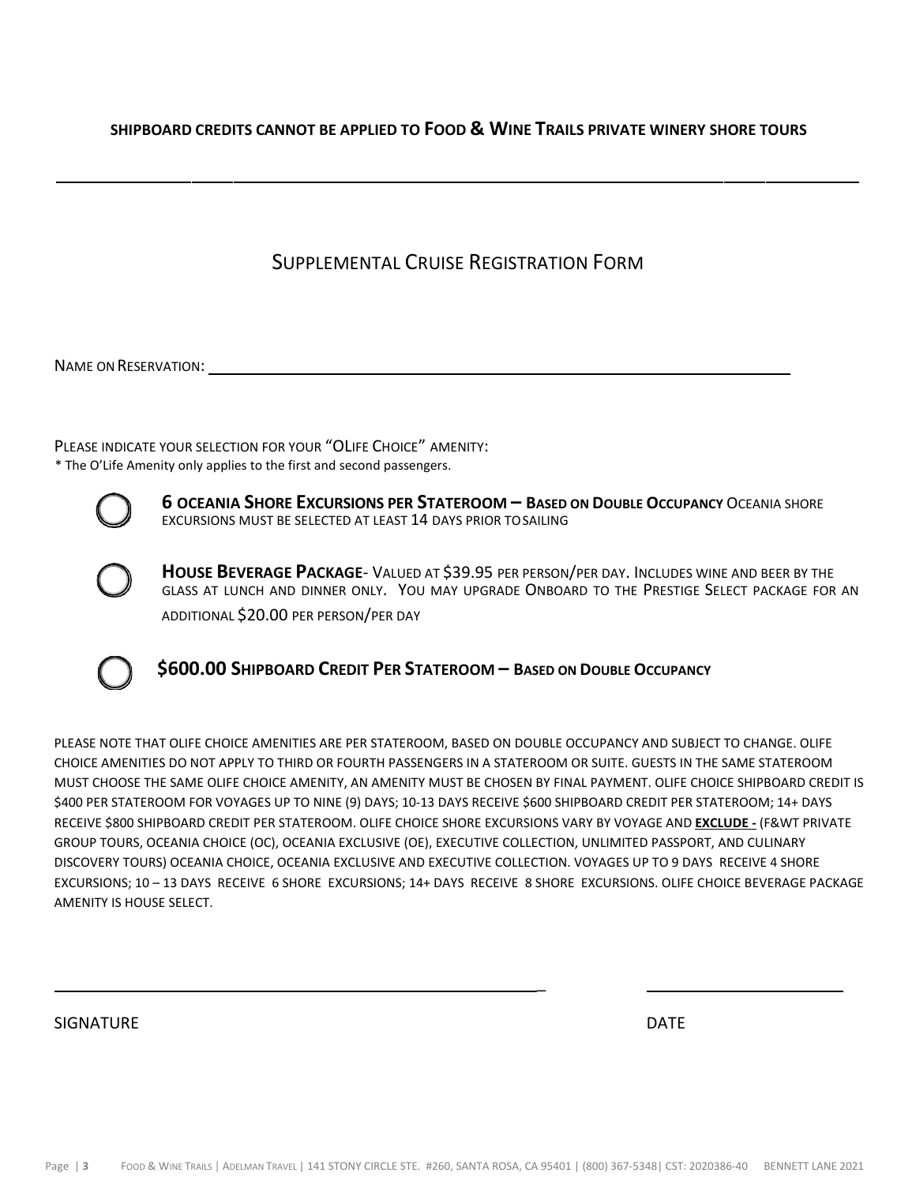**SHIPBOARD CREDITS CANNOT BE APPLIED TO FOOD & WINE TRAILS PRIVATE WINERY SHORE TOURS**

---

# SUPPLEMENTAL CRUISE REGISTRATION FORM

NAME ON RESERVATION: ______________________________________________

PLEASE INDICATE YOUR SELECTION FOR YOUR "OLIFE CHOICE" AMENITY:

\* The O'Life Amenity only applies to the first and second passengers.

- ◯ **6 OCEANIA SHORE EXCURSIONS PER STATEROOM – BASED ON DOUBLE OCCUPANCY** OCEANIA SHORE EXCURSIONS MUST BE SELECTED AT LEAST 14 DAYS PRIOR TO SAILING

- ◯ **HOUSE BEVERAGE PACKAGE**- VALUED AT $39.95 PER PERSON/PER DAY. INCLUDES WINE AND BEER BY THE GLASS AT LUNCH AND DINNER ONLY. YOU MAY UPGRADE ONBOARD TO THE PRESTIGE SELECT PACKAGE FOR AN ADDITIONAL $20.00 PER PERSON/PER DAY

- ◯ **$600.00 SHIPBOARD CREDIT PER STATEROOM – BASED ON DOUBLE OCCUPANCY**

PLEASE NOTE THAT OLIFE CHOICE AMENITIES ARE PER STATEROOM, BASED ON DOUBLE OCCUPANCY AND SUBJECT TO CHANGE. OLIFE CHOICE AMENITIES DO NOT APPLY TO THIRD OR FOURTH PASSENGERS IN A STATEROOM OR SUITE. GUESTS IN THE SAME STATEROOM MUST CHOOSE THE SAME OLIFE CHOICE AMENITY, AN AMENITY MUST BE CHOSEN BY FINAL PAYMENT. OLIFE CHOICE SHIPBOARD CREDIT IS $400 PER STATEROOM FOR VOYAGES UP TO NINE (9) DAYS; 10-13 DAYS RECEIVE $600 SHIPBOARD CREDIT PER STATEROOM; 14+ DAYS RECEIVE $800 SHIPBOARD CREDIT PER STATEROOM. OLIFE CHOICE SHORE EXCURSIONS VARY BY VOYAGE AND **EXCLUDE -** (F&WT PRIVATE GROUP TOURS, OCEANIA CHOICE (OC), OCEANIA EXCLUSIVE (OE), EXECUTIVE COLLECTION, UNLIMITED PASSPORT, AND CULINARY DISCOVERY TOURS) OCEANIA CHOICE, OCEANIA EXCLUSIVE AND EXECUTIVE COLLECTION. VOYAGES UP TO 9 DAYS RECEIVE 4 SHORE EXCURSIONS; 10 – 13 DAYS RECEIVE 6 SHORE EXCURSIONS; 14+ DAYS RECEIVE 8 SHORE EXCURSIONS. OLIFE CHOICE BEVERAGE PACKAGE AMENITY IS HOUSE SELECT.

______________________________________________ ______________________

SIGNATURE DATE